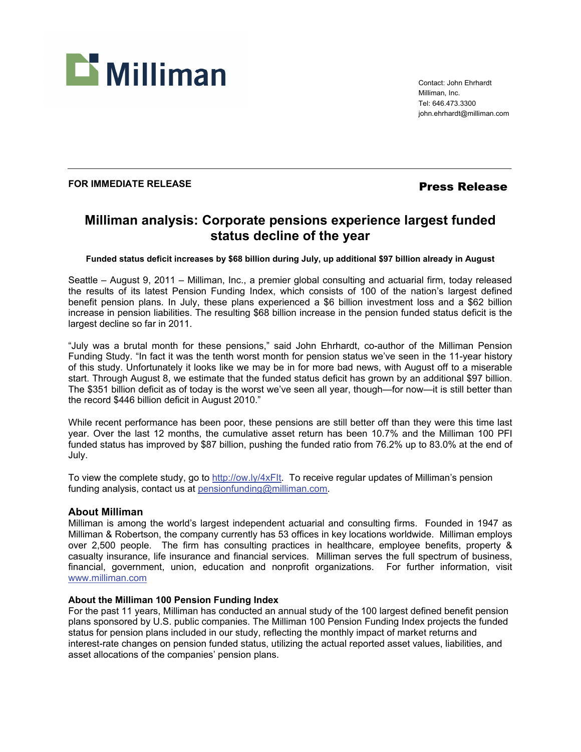Milliman

Contact: John Ehrhardt
Milliman, Inc.
Tel: 646.473.3300
john.ehrhardt@milliman.com

---

**FOR IMMEDIATE RELEASE**

**Press Release**

# Milliman analysis: Corporate pensions experience largest funded status decline of the year

**Funded status deficit increases by $68 billion during July, up additional $97 billion already in August**

Seattle – August 9, 2011 – Milliman, Inc., a premier global consulting and actuarial firm, today released the results of its latest Pension Funding Index, which consists of 100 of the nation's largest defined benefit pension plans. In July, these plans experienced a $6 billion investment loss and a $62 billion increase in pension liabilities. The resulting $68 billion increase in the pension funded status deficit is the largest decline so far in 2011.

"July was a brutal month for these pensions," said John Ehrhardt, co-author of the Milliman Pension Funding Study. "In fact it was the tenth worst month for pension status we've seen in the 11-year history of this study. Unfortunately it looks like we may be in for more bad news, with August off to a miserable start. Through August 8, we estimate that the funded status deficit has grown by an additional $97 billion. The $351 billion deficit as of today is the worst we've seen all year, though—for now—it is still better than the record $446 billion deficit in August 2010."

While recent performance has been poor, these pensions are still better off than they were this time last year. Over the last 12 months, the cumulative asset return has been 10.7% and the Milliman 100 PFI funded status has improved by $87 billion, pushing the funded ratio from 76.2% up to 83.0% at the end of July.

To view the complete study, go to http://ow.ly/4xFIt. To receive regular updates of Milliman's pension funding analysis, contact us at pensionfunding@milliman.com.

## About Milliman

Milliman is among the world's largest independent actuarial and consulting firms. Founded in 1947 as Milliman & Robertson, the company currently has 53 offices in key locations worldwide. Milliman employs over 2,500 people. The firm has consulting practices in healthcare, employee benefits, property & casualty insurance, life insurance and financial services. Milliman serves the full spectrum of business, financial, government, union, education and nonprofit organizations. For further information, visit www.milliman.com

### About the Milliman 100 Pension Funding Index

For the past 11 years, Milliman has conducted an annual study of the 100 largest defined benefit pension plans sponsored by U.S. public companies. The Milliman 100 Pension Funding Index projects the funded status for pension plans included in our study, reflecting the monthly impact of market returns and interest-rate changes on pension funded status, utilizing the actual reported asset values, liabilities, and asset allocations of the companies' pension plans.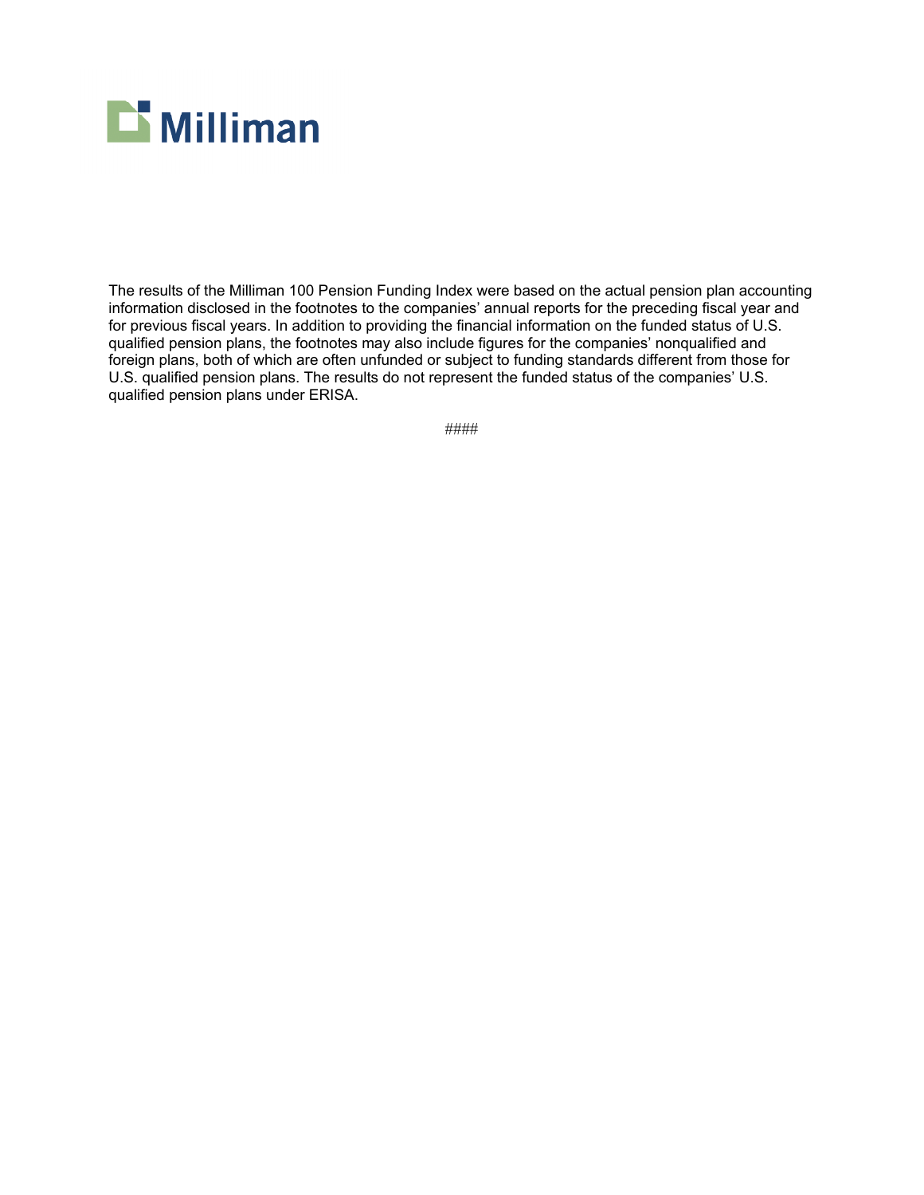The results of the Milliman 100 Pension Funding Index were based on the actual pension plan accounting information disclosed in the footnotes to the companies' annual reports for the preceding fiscal year and for previous fiscal years. In addition to providing the financial information on the funded status of U.S. qualified pension plans, the footnotes may also include figures for the companies' nonqualified and foreign plans, both of which are often unfunded or subject to funding standards different from those for U.S. qualified pension plans. The results do not represent the funded status of the companies' U.S. qualified pension plans under ERISA.

####